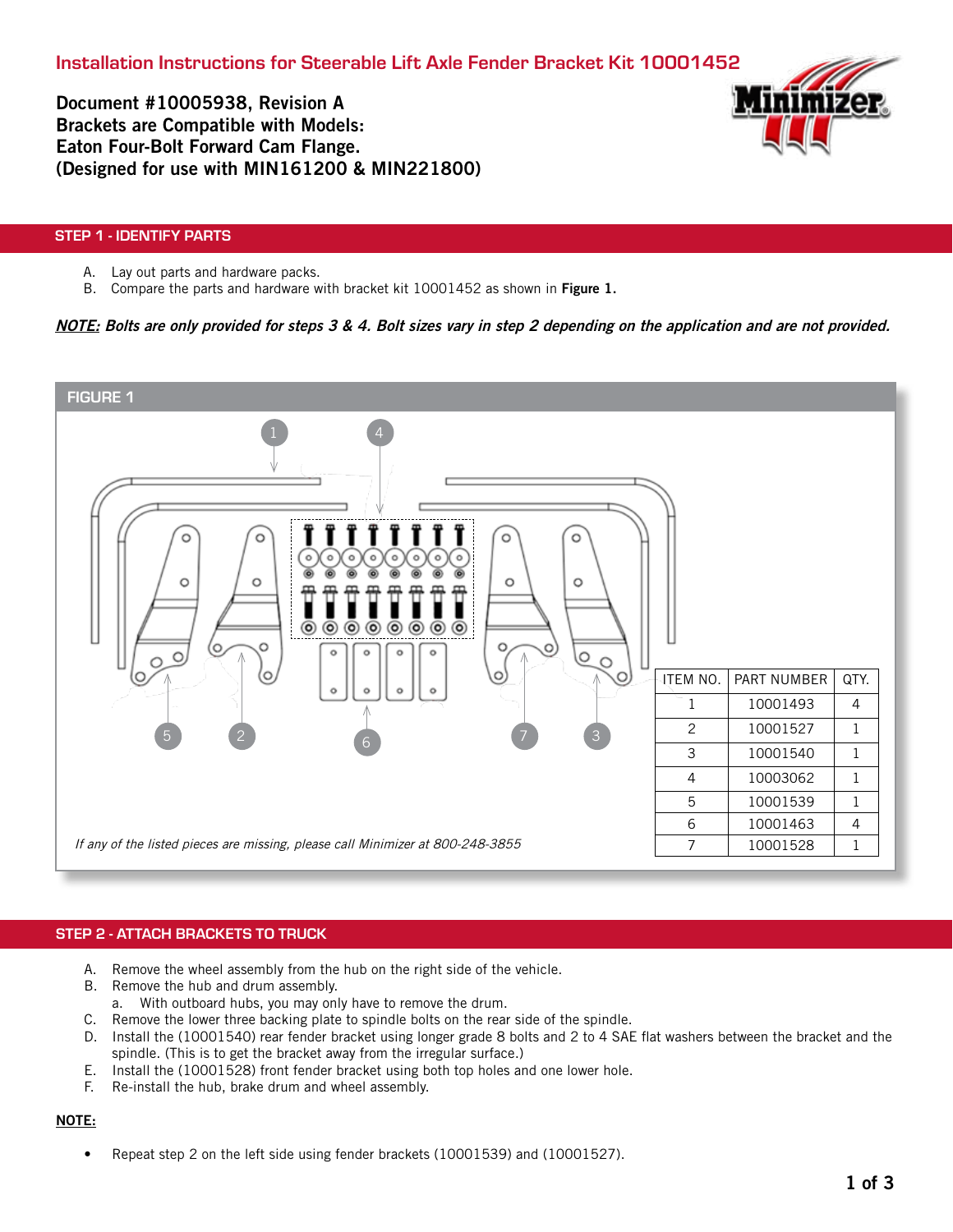# Installation Instructions for Steerable Lift Axle Fender Bracket Kit 10001452

**Document #10005938, Revision A**
**Brackets are Compatible with Models:**
**Eaton Four-Bolt Forward Cam Flange.**
**(Designed for use with MIN161200 & MIN221800)**

## STEP 1 - IDENTIFY PARTS

A. Lay out parts and hardware packs.
B. Compare the parts and hardware with bracket kit 10001452 as shown in **Figure 1.**

***NOTE:*** *Bolts are only provided for steps 3 & 4. Bolt sizes vary in step 2 depending on the application and are not provided.*

### FIGURE 1

| ITEM NO. | PART NUMBER | QTY. |
|---|---|---|
| 1 | 10001493 | 4 |
| 2 | 10001527 | 1 |
| 3 | 10001540 | 1 |
| 4 | 10003062 | 1 |
| 5 | 10001539 | 1 |
| 6 | 10001463 | 4 |
| 7 | 10001528 | 1 |

*If any of the listed pieces are missing, please call Minimizer at 800-248-3855*

## STEP 2 - ATTACH BRACKETS TO TRUCK

A. Remove the wheel assembly from the hub on the right side of the vehicle.
B. Remove the hub and drum assembly.
   a. With outboard hubs, you may only have to remove the drum.
C. Remove the lower three backing plate to spindle bolts on the rear side of the spindle.
D. Install the (10001540) rear fender bracket using longer grade 8 bolts and 2 to 4 SAE flat washers between the bracket and the spindle. (This is to get the bracket away from the irregular surface.)
E. Install the (10001528) front fender bracket using both top holes and one lower hole.
F. Re-install the hub, brake drum and wheel assembly.

**NOTE:**

- Repeat step 2 on the left side using fender brackets (10001539) and (10001527).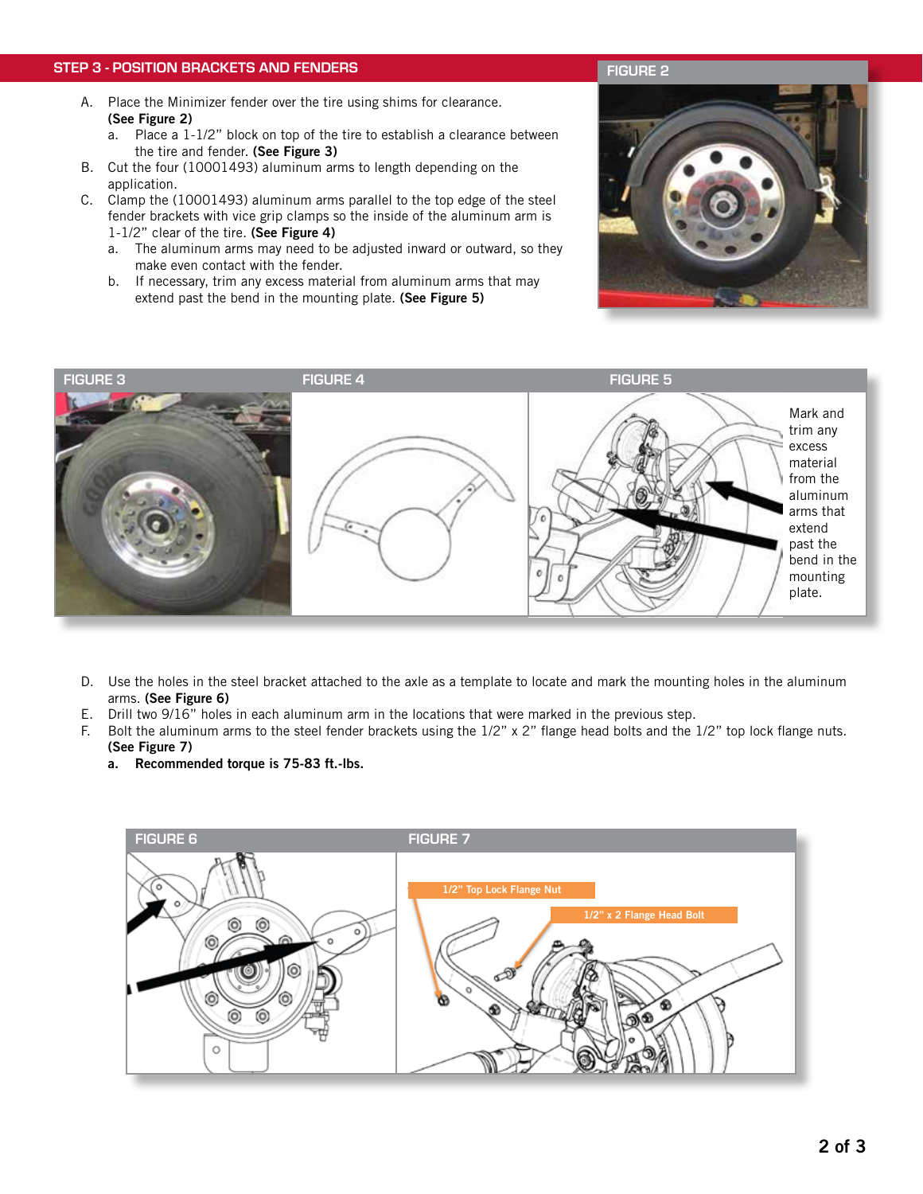## STEP 3 - POSITION BRACKETS AND FENDERS

A. Place the Minimizer fender over the tire using shims for clearance. **(See Figure 2)**
   a. Place a 1-1/2" block on top of the tire to establish a clearance between the tire and fender. **(See Figure 3)**

B. Cut the four (10001493) aluminum arms to length depending on the application.

C. Clamp the (10001493) aluminum arms parallel to the top edge of the steel fender brackets with vice grip clamps so the inside of the aluminum arm is 1-1/2" clear of the tire. **(See Figure 4)**
   a. The aluminum arms may need to be adjusted inward or outward, so they make even contact with the fender.
   b. If necessary, trim any excess material from aluminum arms that may extend past the bend in the mounting plate. **(See Figure 5)**

FIGURE 2

FIGURE 3

FIGURE 4

FIGURE 5

Mark and trim any excess material from the aluminum arms that extend past the bend in the mounting plate.

D. Use the holes in the steel bracket attached to the axle as a template to locate and mark the mounting holes in the aluminum arms. **(See Figure 6)**

E. Drill two 9/16" holes in each aluminum arm in the locations that were marked in the previous step.

F. Bolt the aluminum arms to the steel fender brackets using the 1/2" x 2" flange head bolts and the 1/2" top lock flange nuts. **(See Figure 7)**
   **a. Recommended torque is 75-83 ft.-lbs.**

FIGURE 6

FIGURE 7

1/2" Top Lock Flange Nut

1/2" x 2 Flange Head Bolt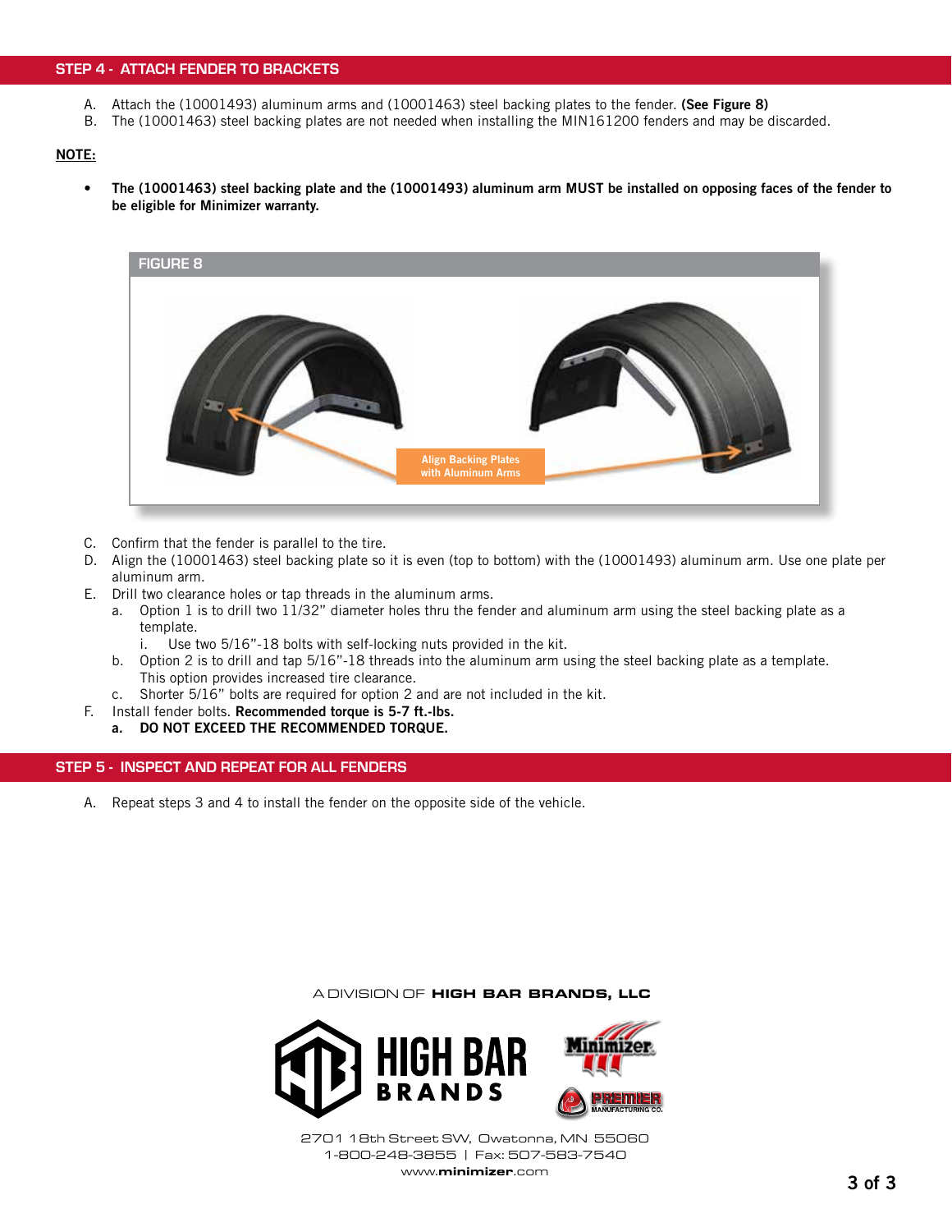## STEP 4 - ATTACH FENDER TO BRACKETS

A. Attach the (10001493) aluminum arms and (10001463) steel backing plates to the fender. **(See Figure 8)**
B. The (10001463) steel backing plates are not needed when installing the MIN161200 fenders and may be discarded.

**NOTE:**

- **The (10001463) steel backing plate and the (10001493) aluminum arm MUST be installed on opposing faces of the fender to be eligible for Minimizer warranty.**

FIGURE 8

Align Backing Plates with Aluminum Arms

C. Confirm that the fender is parallel to the tire.
D. Align the (10001463) steel backing plate so it is even (top to bottom) with the (10001493) aluminum arm. Use one plate per aluminum arm.
E. Drill two clearance holes or tap threads in the aluminum arms.
   a. Option 1 is to drill two 11/32" diameter holes thru the fender and aluminum arm using the steel backing plate as a template.
      i. Use two 5/16"-18 bolts with self-locking nuts provided in the kit.
   b. Option 2 is to drill and tap 5/16"-18 threads into the aluminum arm using the steel backing plate as a template. This option provides increased tire clearance.
   c. Shorter 5/16" bolts are required for option 2 and are not included in the kit.
F. Install fender bolts. **Recommended torque is 5-7 ft.-lbs.**
   **a. DO NOT EXCEED THE RECOMMENDED TORQUE.**

## STEP 5 - INSPECT AND REPEAT FOR ALL FENDERS

A. Repeat steps 3 and 4 to install the fender on the opposite side of the vehicle.

A DIVISION OF **HIGH BAR BRANDS, LLC**

HIGH BAR BRANDS

Minimizer

PREMIER MANUFACTURING CO.

2701 18th Street SW, Owatonna, MN 55060
1-800-248-3855 | Fax: 507-583-7540
www.**minimizer**.com